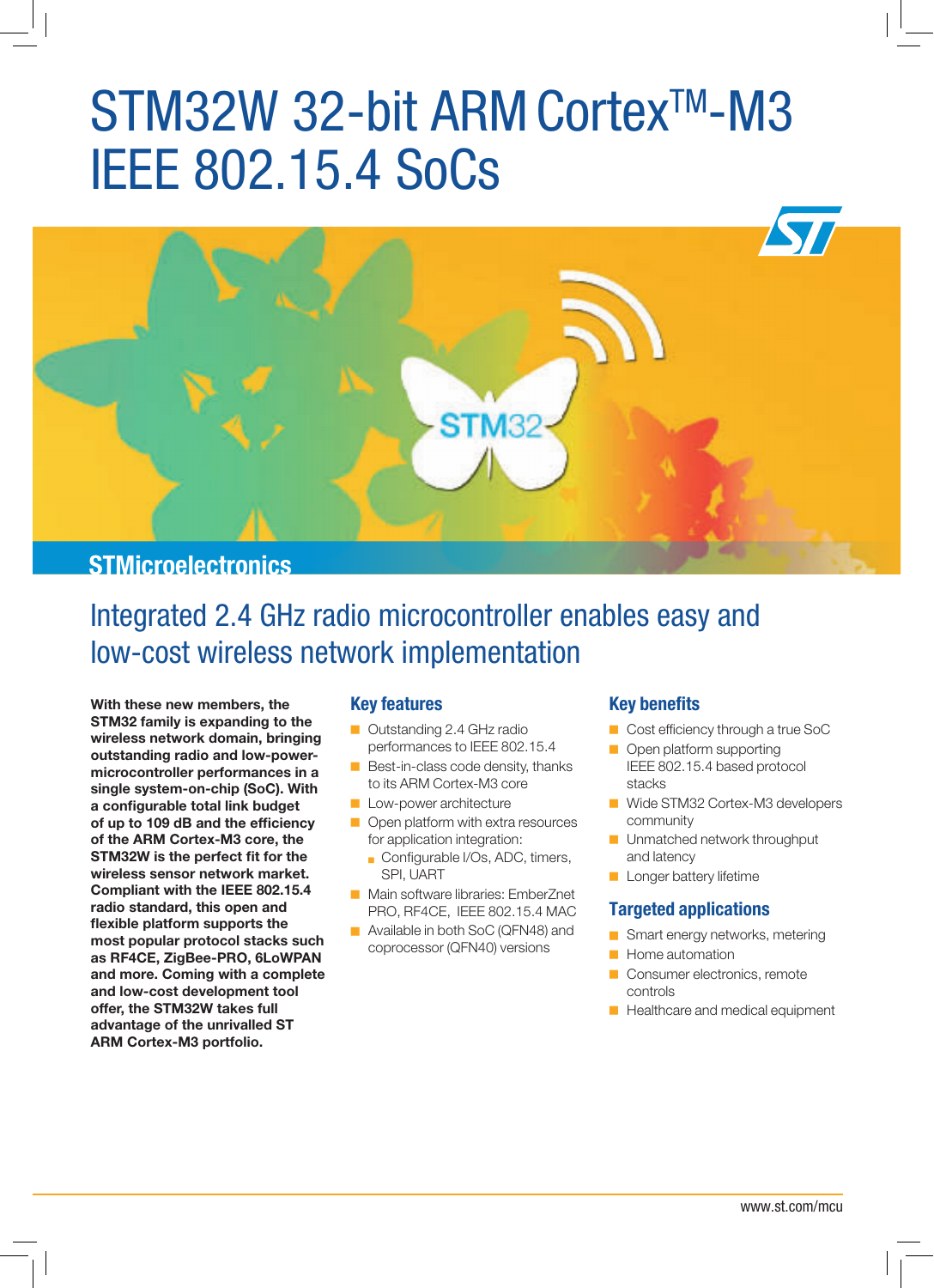# STM32W 32-bit ARM Cortex™-M3 IEEE 802.15.4 SoCs

STMicroelectronics

## Integrated 2.4 GHz radio microcontroller enables easy and low-cost wireless network implementation

**With these new members, the STM32 family is expanding to the wireless network domain, bringing outstanding radio and low-power-microcontroller performances in a single system-on-chip (SoC). With a configurable total link budget of up to 109 dB and the efficiency of the ARM Cortex-M3 core, the STM32W is the perfect fit for the wireless sensor network market. Compliant with the IEEE 802.15.4 radio standard, this open and flexible platform supports the most popular protocol stacks such as RF4CE, ZigBee-PRO, 6LoWPAN and more. Coming with a complete and low-cost development tool offer, the STM32W takes full advantage of the unrivalled ST ARM Cortex-M3 portfolio.**

### Key features

- Outstanding 2.4 GHz radio performances to IEEE 802.15.4
- Best-in-class code density, thanks to its ARM Cortex-M3 core
- Low-power architecture
- Open platform with extra resources for application integration:
  - Configurable I/Os, ADC, timers, SPI, UART
- Main software libraries: EmberZnet PRO, RF4CE, IEEE 802.15.4 MAC
- Available in both SoC (QFN48) and coprocessor (QFN40) versions

### Key benefits

- Cost efficiency through a true SoC
- Open platform supporting IEEE 802.15.4 based protocol stacks
- Wide STM32 Cortex-M3 developers community
- Unmatched network throughput and latency
- Longer battery lifetime

### Targeted applications

- Smart energy networks, metering
- Home automation
- Consumer electronics, remote controls
- Healthcare and medical equipment

www.st.com/mcu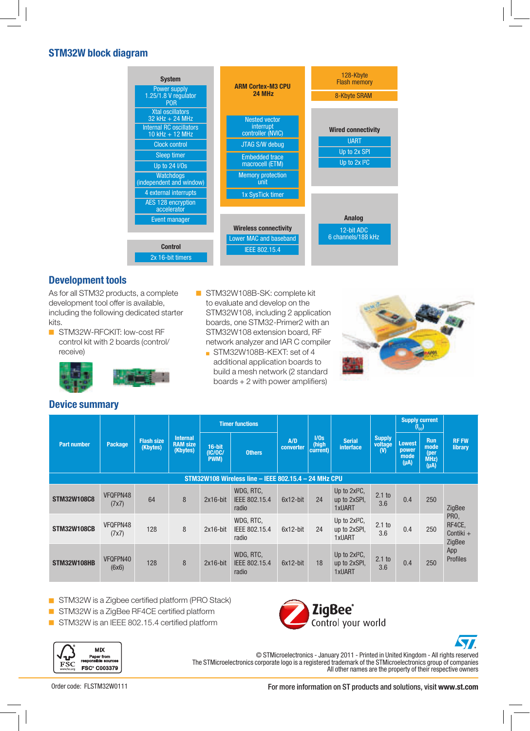## STM32W block diagram

**System**
- Power supply 1.25/1.8 V regulator POR
- Xtal oscillators 32 kHz + 24 MHz
- Internal RC oscillators 10 kHz + 12 MHz
- Clock control
- Sleep timer
- Up to 24 I/Os
- Watchdogs (independent and window)
- 4 external interrupts
- AES 128 encryption accelerator
- Event manager

**Control**
- 2x 16-bit timers

**ARM Cortex-M3 CPU 24 MHz**
- Nested vector interrupt controller (NVIC)
- JTAG S/W debug
- Embedded trace macrocell (ETM)
- Memory protection unit
- 1x SysTick timer

**Wireless connectivity**
- Lower MAC and baseband
- IEEE 802.15.4

128-Kbyte Flash memory

8-Kbyte SRAM

**Wired connectivity**
- UART
- Up to 2x SPI
- Up to 2x I²C

**Analog**
- 12-bit ADC 6 channels/188 kHz

## Development tools

As for all STM32 products, a complete development tool offer is available, including the following dedicated starter kits.

- STM32W-RFCKIT: low-cost RF control kit with 2 boards (control/ receive)
- STM32W108B-SK: complete kit to evaluate and develop on the STM32W108, including 2 application boards, one STM32-Primer2 with an STM32W108 extension board, RF network analyzer and IAR C compiler
  - STM32W108B-KEXT: set of 4 additional application boards to build a mesh network (2 standard boards + 2 with power amplifiers)

## Device summary

| Part number | Package | Flash size (Kbytes) | Internal RAM size (Kbytes) | Timer functions | | A/D converter | I/Os (high current) | Serial interface | Supply voltage (V) | Supply current ($I_{cc}$) | | RF FW library |
|---|---|---|---|---|---|---|---|---|---|---|---|---|
| | | | | 16-bit (IC/OC/ PWM) | Others | | | | | Lowest power mode (µA) | Run mode (per MHz) (µA) | |
| **STM32W108 Wireless line – IEEE 802.15.4 – 24 MHz CPU** | | | | | | | | | | | | |
| **STM32W108C8** | VFQFPN48 (7x7) | 64 | 8 | 2x16-bit | WDG, RTC, IEEE 802.15.4 radio | 6x12-bit | 24 | Up to 2xI²C, up to 2xSPI, 1xUART | 2.1 to 3.6 | 0.4 | 250 | ZigBee PRO, RF4CE, Contiki + ZigBee App Profiles |
| **STM32W108CB** | VFQFPN48 (7x7) | 128 | 8 | 2x16-bit | WDG, RTC, IEEE 802.15.4 radio | 6x12-bit | 24 | Up to 2xI²C, up to 2xSPI, 1xUART | 2.1 to 3.6 | 0.4 | 250 | |
| **STM32W108HB** | VFQFPN40 (6x6) | 128 | 8 | 2x16-bit | WDG, RTC, IEEE 802.15.4 radio | 6x12-bit | 18 | Up to 2xI²C, up to 2xSPI, 1xUART | 2.1 to 3.6 | 0.4 | 250 | |

- STM32W is a Zigbee certified platform (PRO Stack)
- STM32W is a ZigBee RF4CE certified platform
- STM32W is an IEEE 802.15.4 certified platform

ZigBee® Control your world

MIX Paper from responsible sources FSC® C003379

© STMicroelectronics - January 2011 - Printed in United Kingdom - All rights reserved
The STMicroelectronics corporate logo is a registered trademark of the STMicroelectronics group of companies
All other names are the property of their respective owners

Order code: FLSTM32W0111

For more information on ST products and solutions, visit **www.st.com**